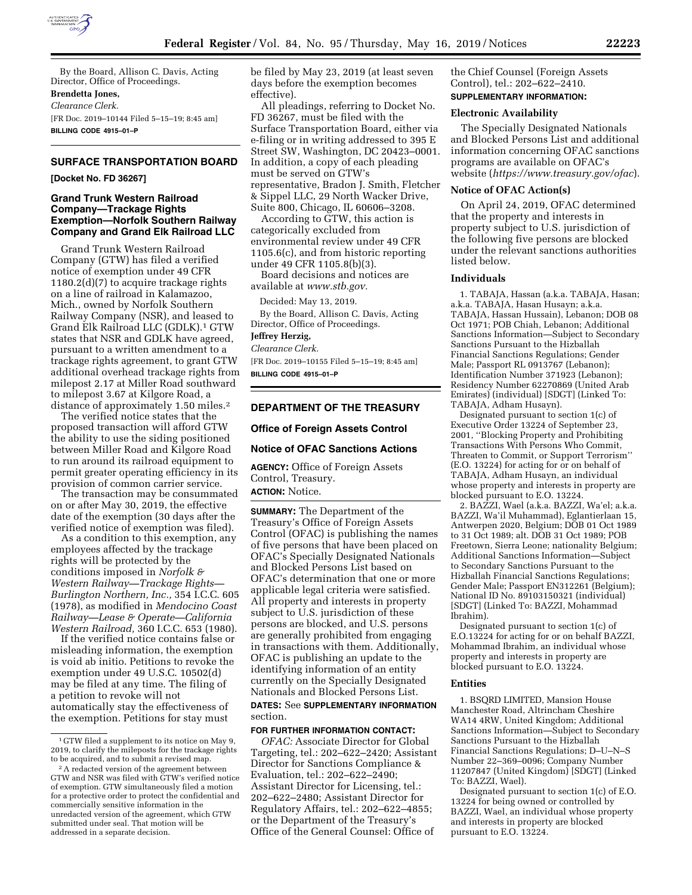By the Board, Allison C. Davis, Acting Director, Office of Proceedings.

**Brendetta Jones,**

*Clearance Clerk.*

[FR Doc. 2019–10144 Filed 5–15–19; 8:45 am]

**BILLING CODE 4915–01–P**

## SURFACE TRANSPORTATION BOARD

**[Docket No. FD 36267]**

### Grand Trunk Western Railroad Company—Trackage Rights Exemption—Norfolk Southern Railway Company and Grand Elk Railroad LLC

Grand Trunk Western Railroad Company (GTW) has filed a verified notice of exemption under 49 CFR 1180.2(d)(7) to acquire trackage rights on a line of railroad in Kalamazoo, Mich., owned by Norfolk Southern Railway Company (NSR), and leased to Grand Elk Railroad LLC (GDLK).[1] GTW states that NSR and GDLK have agreed, pursuant to a written amendment to a trackage rights agreement, to grant GTW additional overhead trackage rights from milepost 2.17 at Miller Road southward to milepost 3.67 at Kilgore Road, a distance of approximately 1.50 miles.[2]

The verified notice states that the proposed transaction will afford GTW the ability to use the siding positioned between Miller Road and Kilgore Road to run around its railroad equipment to permit greater operating efficiency in its provision of common carrier service.

The transaction may be consummated on or after May 30, 2019, the effective date of the exemption (30 days after the verified notice of exemption was filed).

As a condition to this exemption, any employees affected by the trackage rights will be protected by the conditions imposed in *Norfolk & Western Railway—Trackage Rights—Burlington Northern, Inc.,* 354 I.C.C. 605 (1978), as modified in *Mendocino Coast Railway—Lease & Operate—California Western Railroad,* 360 I.C.C. 653 (1980).

If the verified notice contains false or misleading information, the exemption is void ab initio. Petitions to revoke the exemption under 49 U.S.C. 10502(d) may be filed at any time. The filing of a petition to revoke will not automatically stay the effectiveness of the exemption. Petitions for stay must be filed by May 23, 2019 (at least seven days before the exemption becomes effective).

All pleadings, referring to Docket No. FD 36267, must be filed with the Surface Transportation Board, either via e-filing or in writing addressed to 395 E Street SW, Washington, DC 20423–0001. In addition, a copy of each pleading must be served on GTW's representative, Bradon J. Smith, Fletcher & Sippel LLC, 29 North Wacker Drive, Suite 800, Chicago, IL 60606–3208.

According to GTW, this action is categorically excluded from environmental review under 49 CFR 1105.6(c), and from historic reporting under 49 CFR 1105.8(b)(3).

Board decisions and notices are available at *www.stb.gov.*

Decided: May 13, 2019.

By the Board, Allison C. Davis, Acting Director, Office of Proceedings.

**Jeffrey Herzig,**

*Clearance Clerk.*

[FR Doc. 2019–10155 Filed 5–15–19; 8:45 am]

**BILLING CODE 4915–01–P**

[1] GTW filed a supplement to its notice on May 9, 2019, to clarify the mileposts for the trackage rights to be acquired, and to submit a revised map.

[2] A redacted version of the agreement between GTW and NSR was filed with GTW's verified notice of exemption. GTW simultaneously filed a motion for a protective order to protect the confidential and commercially sensitive information in the unredacted version of the agreement, which GTW submitted under seal. That motion will be addressed in a separate decision.

## DEPARTMENT OF THE TREASURY

### Office of Foreign Assets Control

### Notice of OFAC Sanctions Actions

**AGENCY:** Office of Foreign Assets Control, Treasury.

**ACTION:** Notice.

**SUMMARY:** The Department of the Treasury's Office of Foreign Assets Control (OFAC) is publishing the names of five persons that have been placed on OFAC's Specially Designated Nationals and Blocked Persons List based on OFAC's determination that one or more applicable legal criteria were satisfied. All property and interests in property subject to U.S. jurisdiction of these persons are blocked, and U.S. persons are generally prohibited from engaging in transactions with them. Additionally, OFAC is publishing an update to the identifying information of an entity currently on the Specially Designated Nationals and Blocked Persons List.

**DATES:** See **SUPPLEMENTARY INFORMATION** section.

**FOR FURTHER INFORMATION CONTACT:**

*OFAC:* Associate Director for Global Targeting, tel.: 202–622–2420; Assistant Director for Sanctions Compliance & Evaluation, tel.: 202–622–2490; Assistant Director for Licensing, tel.: 202–622–2480; Assistant Director for Regulatory Affairs, tel.: 202–622–4855; or the Department of the Treasury's Office of the General Counsel: Office of the Chief Counsel (Foreign Assets Control), tel.: 202–622–2410.

**SUPPLEMENTARY INFORMATION:**

#### Electronic Availability

The Specially Designated Nationals and Blocked Persons List and additional information concerning OFAC sanctions programs are available on OFAC's website (*https://www.treasury.gov/ofac*).

#### Notice of OFAC Action(s)

On April 24, 2019, OFAC determined that the property and interests in property subject to U.S. jurisdiction of the following five persons are blocked under the relevant sanctions authorities listed below.

#### Individuals

1. TABAJA, Hassan (a.k.a. TABAJA, Hasan; a.k.a. TABAJA, Hasan Husayn; a.k.a. TABAJA, Hassan Hussain), Lebanon; DOB 08 Oct 1971; POB Chiah, Lebanon; Additional Sanctions Information—Subject to Secondary Sanctions Pursuant to the Hizballah Financial Sanctions Regulations; Gender Male; Passport RL 0913767 (Lebanon); Identification Number 371923 (Lebanon); Residency Number 62270869 (United Arab Emirates) (individual) [SDGT] (Linked To: TABAJA, Adham Husayn).

Designated pursuant to section 1(c) of Executive Order 13224 of September 23, 2001, ''Blocking Property and Prohibiting Transactions With Persons Who Commit, Threaten to Commit, or Support Terrorism'' (E.O. 13224) for acting for or on behalf of TABAJA, Adham Husayn, an individual whose property and interests in property are blocked pursuant to E.O. 13224.

2. BAZZI, Wael (a.k.a. BAZZI, Wa'el; a.k.a. BAZZI, Wa'il Muhammad), Eglantierlaan 15, Antwerpen 2020, Belgium; DOB 01 Oct 1989 to 31 Oct 1989; alt. DOB 31 Oct 1989; POB Freetown, Sierra Leone; nationality Belgium; Additional Sanctions Information—Subject to Secondary Sanctions Pursuant to the Hizballah Financial Sanctions Regulations; Gender Male; Passport EN312261 (Belgium); National ID No. 89103150321 (individual) [SDGT] (Linked To: BAZZI, Mohammad Ibrahim).

Designated pursuant to section 1(c) of E.O.13224 for acting for or on behalf BAZZI, Mohammad Ibrahim, an individual whose property and interests in property are blocked pursuant to E.O. 13224.

#### Entities

1. BSQRD LIMITED, Mansion House Manchester Road, Altrincham Cheshire WA14 4RW, United Kingdom; Additional Sanctions Information—Subject to Secondary Sanctions Pursuant to the Hizballah Financial Sanctions Regulations; D–U–N–S Number 22–369–0096; Company Number 11207847 (United Kingdom) [SDGT] (Linked To: BAZZI, Wael).

Designated pursuant to section 1(c) of E.O. 13224 for being owned or controlled by BAZZI, Wael, an individual whose property and interests in property are blocked pursuant to E.O. 13224.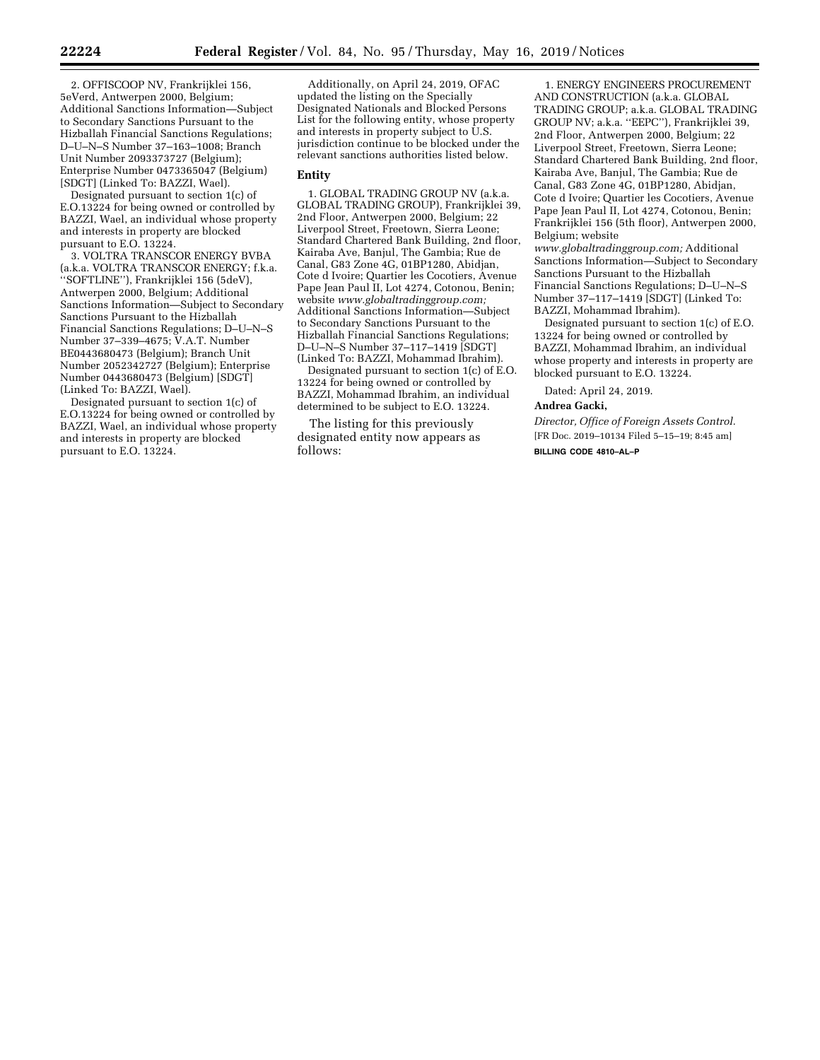2. OFFISCOOP NV, Frankrijklei 156, 5eVerd, Antwerpen 2000, Belgium; Additional Sanctions Information—Subject to Secondary Sanctions Pursuant to the Hizballah Financial Sanctions Regulations; D–U–N–S Number 37–163–1008; Branch Unit Number 2093373727 (Belgium); Enterprise Number 0473365047 (Belgium) [SDGT] (Linked To: BAZZI, Wael).

Designated pursuant to section 1(c) of E.O.13224 for being owned or controlled by BAZZI, Wael, an individual whose property and interests in property are blocked pursuant to E.O. 13224.

3. VOLTRA TRANSCOR ENERGY BVBA (a.k.a. VOLTRA TRANSCOR ENERGY; f.k.a. ''SOFTLINE''), Frankrijklei 156 (5deV), Antwerpen 2000, Belgium; Additional Sanctions Information—Subject to Secondary Sanctions Pursuant to the Hizballah Financial Sanctions Regulations; D–U–N–S Number 37–339–4675; V.A.T. Number BE0443680473 (Belgium); Branch Unit Number 2052342727 (Belgium); Enterprise Number 0443680473 (Belgium) [SDGT] (Linked To: BAZZI, Wael).

Designated pursuant to section 1(c) of E.O.13224 for being owned or controlled by BAZZI, Wael, an individual whose property and interests in property are blocked pursuant to E.O. 13224.

Additionally, on April 24, 2019, OFAC updated the listing on the Specially Designated Nationals and Blocked Persons List for the following entity, whose property and interests in property subject to U.S. jurisdiction continue to be blocked under the relevant sanctions authorities listed below.

**Entity**

1. GLOBAL TRADING GROUP NV (a.k.a. GLOBAL TRADING GROUP), Frankrijklei 39, 2nd Floor, Antwerpen 2000, Belgium; 22 Liverpool Street, Freetown, Sierra Leone; Standard Chartered Bank Building, 2nd floor, Kairaba Ave, Banjul, The Gambia; Rue de Canal, G83 Zone 4G, 01BP1280, Abidjan, Cote d Ivoire; Quartier les Cocotiers, Avenue Pape Jean Paul II, Lot 4274, Cotonou, Benin; website *www.globaltradinggroup.com;* Additional Sanctions Information—Subject to Secondary Sanctions Pursuant to the Hizballah Financial Sanctions Regulations; D–U–N–S Number 37–117–1419 [SDGT] (Linked To: BAZZI, Mohammad Ibrahim).

Designated pursuant to section 1(c) of E.O. 13224 for being owned or controlled by BAZZI, Mohammad Ibrahim, an individual determined to be subject to E.O. 13224.

The listing for this previously designated entity now appears as follows:

1. ENERGY ENGINEERS PROCUREMENT AND CONSTRUCTION (a.k.a. GLOBAL TRADING GROUP; a.k.a. GLOBAL TRADING GROUP NV; a.k.a. ''EEPC''), Frankrijklei 39, 2nd Floor, Antwerpen 2000, Belgium; 22 Liverpool Street, Freetown, Sierra Leone; Standard Chartered Bank Building, 2nd floor, Kairaba Ave, Banjul, The Gambia; Rue de Canal, G83 Zone 4G, 01BP1280, Abidjan, Cote d Ivoire; Quartier les Cocotiers, Avenue Pape Jean Paul II, Lot 4274, Cotonou, Benin; Frankrijklei 156 (5th floor), Antwerpen 2000, Belgium; website *www.globaltradinggroup.com;* Additional Sanctions Information—Subject to Secondary Sanctions Pursuant to the Hizballah Financial Sanctions Regulations; D–U–N–S Number 37–117–1419 [SDGT] (Linked To: BAZZI, Mohammad Ibrahim).

Designated pursuant to section 1(c) of E.O. 13224 for being owned or controlled by BAZZI, Mohammad Ibrahim, an individual whose property and interests in property are blocked pursuant to E.O. 13224.

Dated: April 24, 2019.

**Andrea Gacki,**

*Director, Office of Foreign Assets Control.*

[FR Doc. 2019–10134 Filed 5–15–19; 8:45 am]

**BILLING CODE 4810–AL–P**